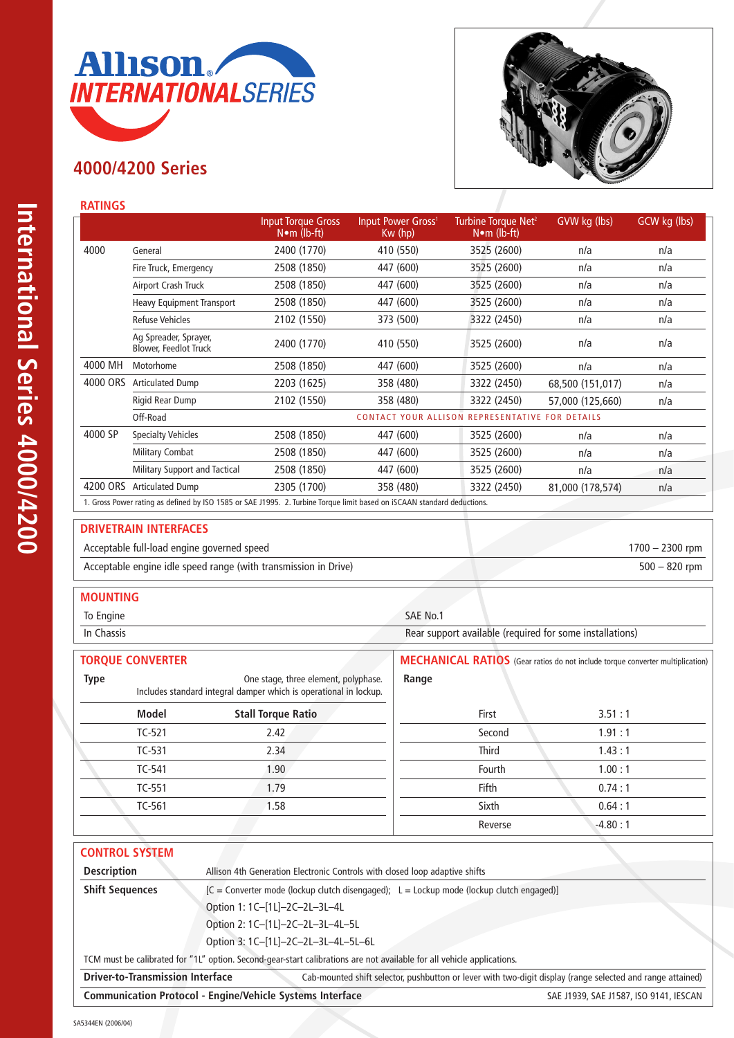# Allison INTERNATIONAL SERIES

## 4000/4200 Series

### RATINGS

| | | Input Torque Gross N•m (lb-ft) | Input Power Gross[1] Kw (hp) | Turbine Torque Net[2] N•m (lb-ft) | GVW kg (lbs) | GCW kg (lbs) |
|---|---|---|---|---|---|---|
| 4000 | General | 2400 (1770) | 410 (550) | 3525 (2600) | n/a | n/a |
| | Fire Truck, Emergency | 2508 (1850) | 447 (600) | 3525 (2600) | n/a | n/a |
| | Airport Crash Truck | 2508 (1850) | 447 (600) | 3525 (2600) | n/a | n/a |
| | Heavy Equipment Transport | 2508 (1850) | 447 (600) | 3525 (2600) | n/a | n/a |
| | Refuse Vehicles | 2102 (1550) | 373 (500) | 3322 (2450) | n/a | n/a |
| | Ag Spreader, Sprayer, Blower, Feedlot Truck | 2400 (1770) | 410 (550) | 3525 (2600) | n/a | n/a |
| 4000 MH | Motorhome | 2508 (1850) | 447 (600) | 3525 (2600) | n/a | n/a |
| 4000 ORS | Articulated Dump | 2203 (1625) | 358 (480) | 3322 (2450) | 68,500 (151,017) | n/a |
| | Rigid Rear Dump | 2102 (1550) | 358 (480) | 3322 (2450) | 57,000 (125,660) | n/a |
| | Off-Road | CONTACT YOUR ALLISON REPRESENTATIVE FOR DETAILS | | | | |
| 4000 SP | Specialty Vehicles | 2508 (1850) | 447 (600) | 3525 (2600) | n/a | n/a |
| | Military Combat | 2508 (1850) | 447 (600) | 3525 (2600) | n/a | n/a |
| | Military Support and Tactical | 2508 (1850) | 447 (600) | 3525 (2600) | n/a | n/a |
| 4200 ORS | Articulated Dump | 2305 (1700) | 358 (480) | 3322 (2450) | 81,000 (178,574) | n/a |

1. Gross Power rating as defined by ISO 1585 or SAE J1995. 2. Turbine Torque limit based on iSCAAN standard deductions.

### DRIVETRAIN INTERFACES

| | |
|---|---|
| Acceptable full-load engine governed speed | 1700 – 2300 rpm |
| Acceptable engine idle speed range (with transmission in Drive) | 500 – 820 rpm |

### MOUNTING

| | |
|---|---|
| To Engine | SAE No.1 |
| In Chassis | Rear support available (required for some installations) |

### TORQUE CONVERTER

**Type** One stage, three element, polyphase. Includes standard integral damper which is operational in lockup.

| Model | Stall Torque Ratio |
|---|---|
| TC-521 | 2.42 |
| TC-531 | 2.34 |
| TC-541 | 1.90 |
| TC-551 | 1.79 |
| TC-561 | 1.58 |

### MECHANICAL RATIOS (Gear ratios do not include torque converter multiplication)

**Range**

| | |
|---|---|
| First | 3.51 : 1 |
| Second | 1.91 : 1 |
| Third | 1.43 : 1 |
| Fourth | 1.00 : 1 |
| Fifth | 0.74 : 1 |
| Sixth | 0.64 : 1 |
| Reverse | -4.80 : 1 |

### CONTROL SYSTEM

**Description** Allison 4th Generation Electronic Controls with closed loop adaptive shifts

**Shift Sequences** [C = Converter mode (lockup clutch disengaged); L = Lockup mode (lockup clutch engaged)]

Option 1: 1C–[1L]–2C–2L–3L–4L

Option 2: 1C–[1L]–2C–2L–3L–4L–5L

Option 3: 1C–[1L]–2C–2L–3L–4L–5L–6L

TCM must be calibrated for "1L" option. Second-gear-start calibrations are not available for all vehicle applications.

**Driver-to-Transmission Interface** Cab-mounted shift selector, pushbutton or lever with two-digit display (range selected and range attained)

**Communication Protocol - Engine/Vehicle Systems Interface** SAE J1939, SAE J1587, ISO 9141, IESCAN

SA5344EN (2006/04)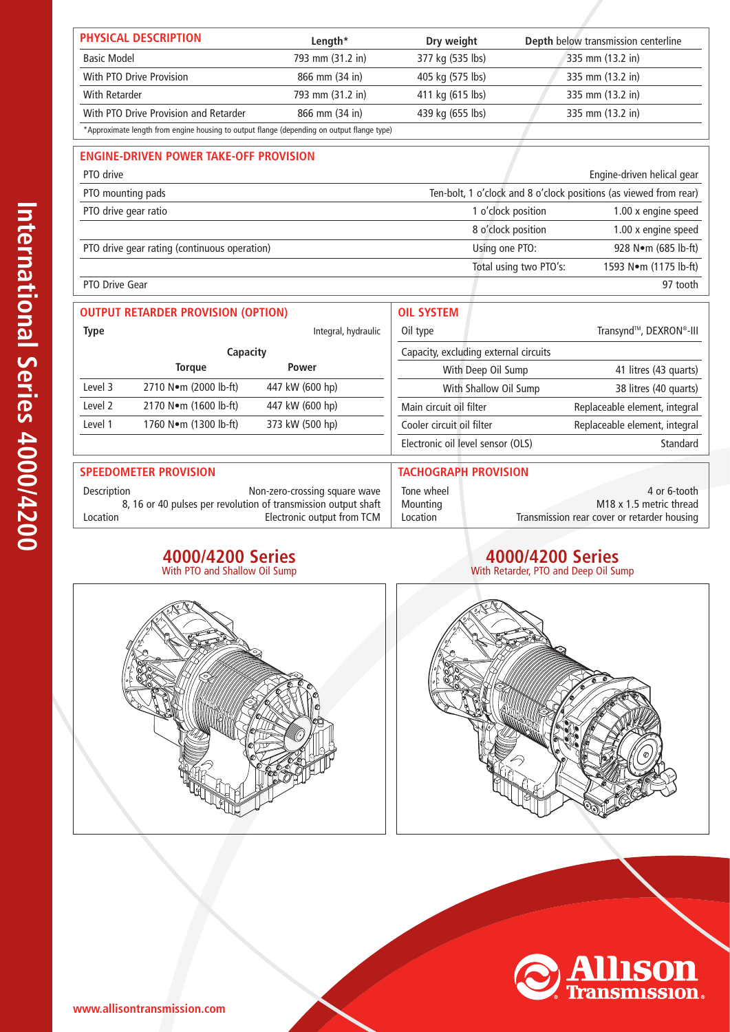## PHYSICAL DESCRIPTION

| | Length* | Dry weight | Depth below transmission centerline |
|---|---|---|---|
| Basic Model | 793 mm (31.2 in) | 377 kg (535 lbs) | 335 mm (13.2 in) |
| With PTO Drive Provision | 866 mm (34 in) | 405 kg (575 lbs) | 335 mm (13.2 in) |
| With Retarder | 793 mm (31.2 in) | 411 kg (615 lbs) | 335 mm (13.2 in) |
| With PTO Drive Provision and Retarder | 866 mm (34 in) | 439 kg (655 lbs) | 335 mm (13.2 in) |

*Approximate length from engine housing to output flange (depending on output flange type)

## ENGINE-DRIVEN POWER TAKE-OFF PROVISION

| | | |
|---|---|---|
| PTO drive | | Engine-driven helical gear |
| PTO mounting pads | | Ten-bolt, 1 o'clock and 8 o'clock positions (as viewed from rear) |
| PTO drive gear ratio | 1 o'clock position | 1.00 x engine speed |
| | 8 o'clock position | 1.00 x engine speed |
| PTO drive gear rating (continuous operation) | Using one PTO: | 928 N•m (685 lb-ft) |
| | Total using two PTO's: | 1593 N•m (1175 lb-ft) |
| PTO Drive Gear | | 97 tooth |

## OUTPUT RETARDER PROVISION (OPTION)

**Type**: Integral, hydraulic

| Capacity | Torque | Power |
|---|---|---|
| Level 3 | 2710 N•m (2000 lb-ft) | 447 kW (600 hp) |
| Level 2 | 2170 N•m (1600 lb-ft) | 447 kW (600 hp) |
| Level 1 | 1760 N•m (1300 lb-ft) | 373 kW (500 hp) |

## OIL SYSTEM

| | |
|---|---|
| Oil type | Transynd™, DEXRON®-III |
| Capacity, excluding external circuits | |
| With Deep Oil Sump | 41 litres (43 quarts) |
| With Shallow Oil Sump | 38 litres (40 quarts) |
| Main circuit oil filter | Replaceable element, integral |
| Cooler circuit oil filter | Replaceable element, integral |
| Electronic oil level sensor (OLS) | Standard |

## SPEEDOMETER PROVISION

| | |
|---|---|
| Description | Non-zero-crossing square wave<br>8, 16 or 40 pulses per revolution of transmission output shaft |
| Location | Electronic output from TCM |

## TACHOGRAPH PROVISION

| | |
|---|---|
| Tone wheel | 4 or 6-tooth |
| Mounting | M18 x 1.5 metric thread |
| Location | Transmission rear cover or retarder housing |

**4000/4200 Series**
With PTO and Shallow Oil Sump

**4000/4200 Series**
With Retarder, PTO and Deep Oil Sump

www.allisontransmission.com